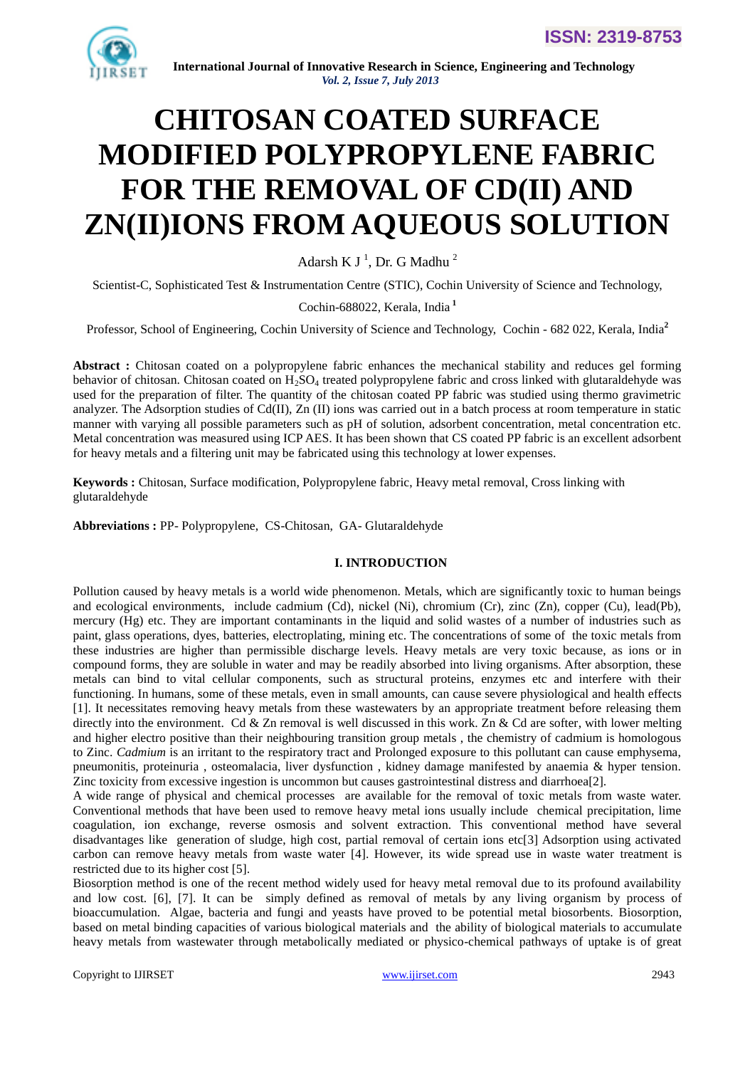# CHITOSAN COATED SURFACE MODIFIED POLYPROPYLENE FABRIC FOR THE REMOVAL OF CD(II) AND ZN(II)IONS FROM AQUEOUS SOLUTION

Adarsh K J [1], Dr. G Madhu [2]

Scientist-C, Sophisticated Test & Instrumentation Centre (STIC), Cochin University of Science and Technology, Cochin-688022, Kerala, India [1]

Professor, School of Engineering, Cochin University of Science and Technology, Cochin - 682 022, Kerala, India [2]

**Abstract :** Chitosan coated on a polypropylene fabric enhances the mechanical stability and reduces gel forming behavior of chitosan. Chitosan coated on $H_2SO_4$ treated polypropylene fabric and cross linked with glutaraldehyde was used for the preparation of filter. The quantity of the chitosan coated PP fabric was studied using thermo gravimetric analyzer. The Adsorption studies of Cd(II), Zn (II) ions was carried out in a batch process at room temperature in static manner with varying all possible parameters such as pH of solution, adsorbent concentration, metal concentration etc. Metal concentration was measured using ICP AES. It has been shown that CS coated PP fabric is an excellent adsorbent for heavy metals and a filtering unit may be fabricated using this technology at lower expenses.

**Keywords :** Chitosan, Surface modification, Polypropylene fabric, Heavy metal removal, Cross linking with glutaraldehyde

**Abbreviations :** PP- Polypropylene, CS-Chitosan, GA- Glutaraldehyde

## I. INTRODUCTION

Pollution caused by heavy metals is a world wide phenomenon. Metals, which are significantly toxic to human beings and ecological environments, include cadmium (Cd), nickel (Ni), chromium (Cr), zinc (Zn), copper (Cu), lead(Pb), mercury (Hg) etc. They are important contaminants in the liquid and solid wastes of a number of industries such as paint, glass operations, dyes, batteries, electroplating, mining etc. The concentrations of some of the toxic metals from these industries are higher than permissible discharge levels. Heavy metals are very toxic because, as ions or in compound forms, they are soluble in water and may be readily absorbed into living organisms. After absorption, these metals can bind to vital cellular components, such as structural proteins, enzymes etc and interfere with their functioning. In humans, some of these metals, even in small amounts, can cause severe physiological and health effects [1]. It necessitates removing heavy metals from these wastewaters by an appropriate treatment before releasing them directly into the environment. Cd & Zn removal is well discussed in this work. Zn & Cd are softer, with lower melting and higher electro positive than their neighbouring transition group metals , the chemistry of cadmium is homologous to Zinc. *Cadmium* is an irritant to the respiratory tract and Prolonged exposure to this pollutant can cause emphysema, pneumonitis, proteinuria , osteomalacia, liver dysfunction , kidney damage manifested by anaemia & hyper tension. Zinc toxicity from excessive ingestion is uncommon but causes gastrointestinal distress and diarrhoea[2].

A wide range of physical and chemical processes are available for the removal of toxic metals from waste water. Conventional methods that have been used to remove heavy metal ions usually include chemical precipitation, lime coagulation, ion exchange, reverse osmosis and solvent extraction. This conventional method have several disadvantages like generation of sludge, high cost, partial removal of certain ions etc[3] Adsorption using activated carbon can remove heavy metals from waste water [4]. However, its wide spread use in waste water treatment is restricted due to its higher cost [5].

Biosorption method is one of the recent method widely used for heavy metal removal due to its profound availability and low cost. [6], [7]. It can be simply defined as removal of metals by any living organism by process of bioaccumulation. Algae, bacteria and fungi and yeasts have proved to be potential metal biosorbents. Biosorption, based on metal binding capacities of various biological materials and the ability of biological materials to accumulate heavy metals from wastewater through metabolically mediated or physico-chemical pathways of uptake is of great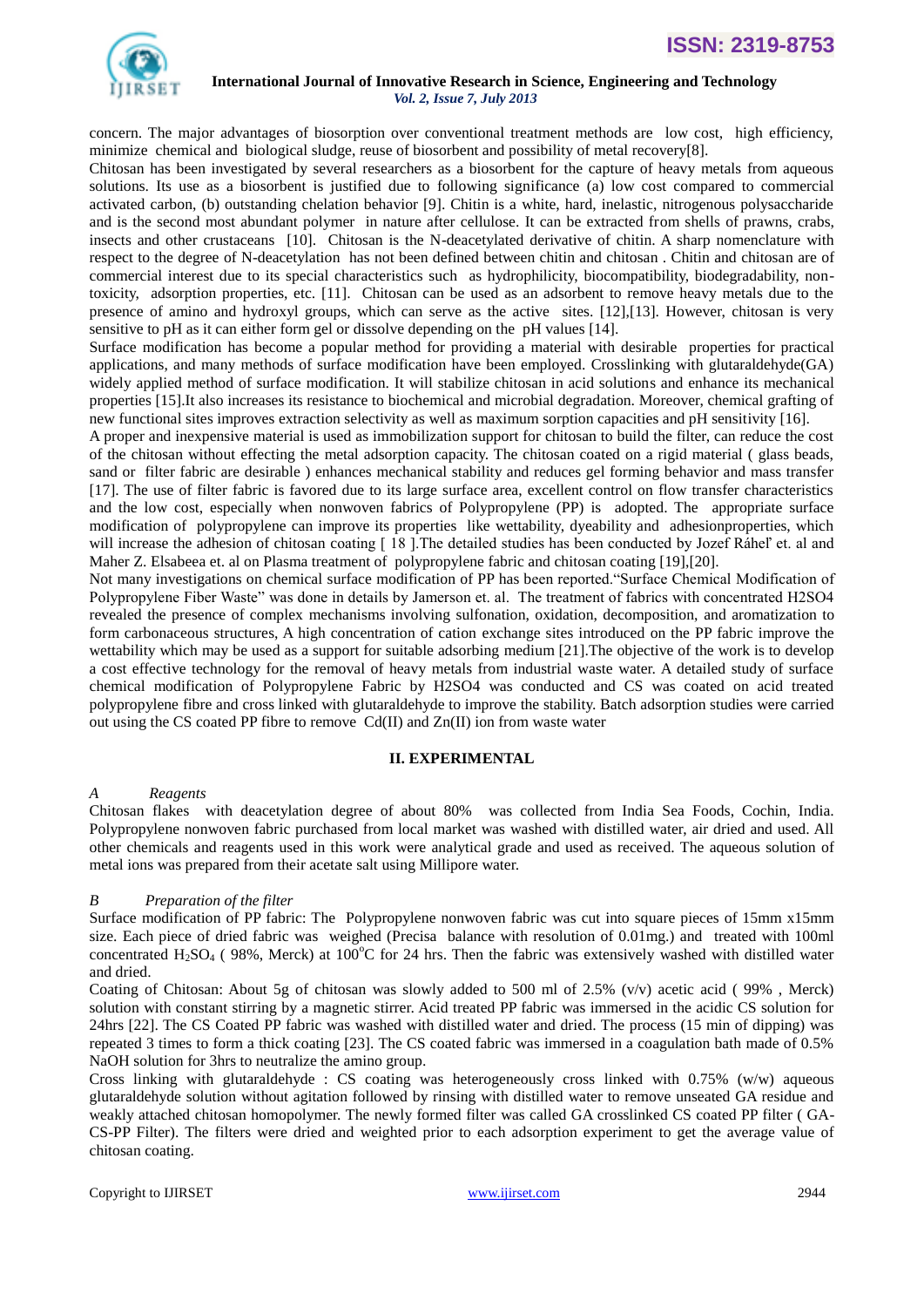concern. The major advantages of biosorption over conventional treatment methods are low cost, high efficiency, minimize chemical and biological sludge, reuse of biosorbent and possibility of metal recovery[8].

Chitosan has been investigated by several researchers as a biosorbent for the capture of heavy metals from aqueous solutions. Its use as a biosorbent is justified due to following significance (a) low cost compared to commercial activated carbon, (b) outstanding chelation behavior [9]. Chitin is a white, hard, inelastic, nitrogenous polysaccharide and is the second most abundant polymer in nature after cellulose. It can be extracted from shells of prawns, crabs, insects and other crustaceans [10]. Chitosan is the N-deacetylated derivative of chitin. A sharp nomenclature with respect to the degree of N-deacetylation has not been defined between chitin and chitosan . Chitin and chitosan are of commercial interest due to its special characteristics such as hydrophilicity, biocompatibility, biodegradability, non-toxicity, adsorption properties, etc. [11]. Chitosan can be used as an adsorbent to remove heavy metals due to the presence of amino and hydroxyl groups, which can serve as the active sites. [12],[13]. However, chitosan is very sensitive to pH as it can either form gel or dissolve depending on the pH values [14].

Surface modification has become a popular method for providing a material with desirable properties for practical applications, and many methods of surface modification have been employed. Crosslinking with glutaraldehyde(GA) widely applied method of surface modification. It will stabilize chitosan in acid solutions and enhance its mechanical properties [15].It also increases its resistance to biochemical and microbial degradation. Moreover, chemical grafting of new functional sites improves extraction selectivity as well as maximum sorption capacities and pH sensitivity [16].

A proper and inexpensive material is used as immobilization support for chitosan to build the filter, can reduce the cost of the chitosan without effecting the metal adsorption capacity. The chitosan coated on a rigid material ( glass beads, sand or filter fabric are desirable ) enhances mechanical stability and reduces gel forming behavior and mass transfer [17]. The use of filter fabric is favored due to its large surface area, excellent control on flow transfer characteristics and the low cost, especially when nonwoven fabrics of Polypropylene (PP) is adopted. The appropriate surface modification of polypropylene can improve its properties like wettability, dyeability and adhesionproperties, which will increase the adhesion of chitosan coating [ 18 ].The detailed studies has been conducted by Jozef Ráheľ et. al and Maher Z. Elsabeea et. al on Plasma treatment of polypropylene fabric and chitosan coating [19],[20].

Not many investigations on chemical surface modification of PP has been reported."Surface Chemical Modification of Polypropylene Fiber Waste" was done in details by Jamerson et. al. The treatment of fabrics with concentrated H2SO4 revealed the presence of complex mechanisms involving sulfonation, oxidation, decomposition, and aromatization to form carbonaceous structures, A high concentration of cation exchange sites introduced on the PP fabric improve the wettability which may be used as a support for suitable adsorbing medium [21].The objective of the work is to develop a cost effective technology for the removal of heavy metals from industrial waste water. A detailed study of surface chemical modification of Polypropylene Fabric by H2SO4 was conducted and CS was coated on acid treated polypropylene fibre and cross linked with glutaraldehyde to improve the stability. Batch adsorption studies were carried out using the CS coated PP fibre to remove Cd(II) and Zn(II) ion from waste water

## II. EXPERIMENTAL

### *A Reagents*

Chitosan flakes with deacetylation degree of about 80% was collected from India Sea Foods, Cochin, India. Polypropylene nonwoven fabric purchased from local market was washed with distilled water, air dried and used. All other chemicals and reagents used in this work were analytical grade and used as received. The aqueous solution of metal ions was prepared from their acetate salt using Millipore water.

### *B Preparation of the filter*

Surface modification of PP fabric: The Polypropylene nonwoven fabric was cut into square pieces of 15mm x15mm size. Each piece of dried fabric was weighed (Precisa balance with resolution of 0.01mg.) and treated with 100ml concentrated $H_2SO_4$ ( 98%, Merck) at $100^oC$ for 24 hrs. Then the fabric was extensively washed with distilled water and dried.

Coating of Chitosan: About 5g of chitosan was slowly added to 500 ml of 2.5% (v/v) acetic acid ( 99% , Merck) solution with constant stirring by a magnetic stirrer. Acid treated PP fabric was immersed in the acidic CS solution for 24hrs [22]. The CS Coated PP fabric was washed with distilled water and dried. The process (15 min of dipping) was repeated 3 times to form a thick coating [23]. The CS coated fabric was immersed in a coagulation bath made of 0.5% NaOH solution for 3hrs to neutralize the amino group.

Cross linking with glutaraldehyde : CS coating was heterogeneously cross linked with 0.75% (w/w) aqueous glutaraldehyde solution without agitation followed by rinsing with distilled water to remove unseated GA residue and weakly attached chitosan homopolymer. The newly formed filter was called GA crosslinked CS coated PP filter ( GA-CS-PP Filter). The filters were dried and weighted prior to each adsorption experiment to get the average value of chitosan coating.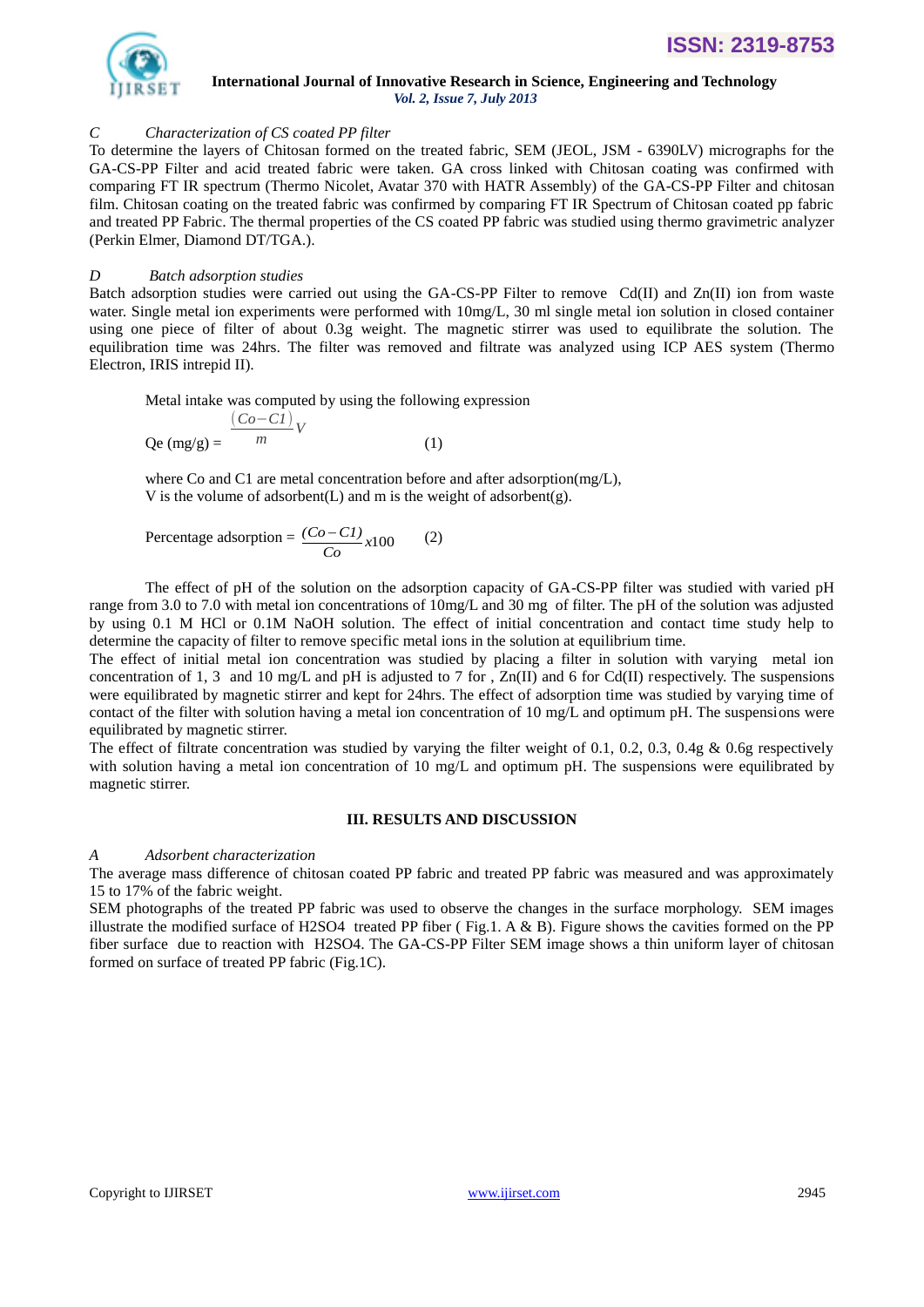*C    Characterization of CS coated PP filter*

To determine the layers of Chitosan formed on the treated fabric, SEM (JEOL, JSM - 6390LV) micrographs for the GA-CS-PP Filter and acid treated fabric were taken. GA cross linked with Chitosan coating was confirmed with comparing FT IR spectrum (Thermo Nicolet, Avatar 370 with HATR Assembly) of the GA-CS-PP Filter and chitosan film. Chitosan coating on the treated fabric was confirmed by comparing FT IR Spectrum of Chitosan coated pp fabric and treated PP Fabric. The thermal properties of the CS coated PP fabric was studied using thermo gravimetric analyzer (Perkin Elmer, Diamond DT/TGA.).

*D    Batch adsorption studies*

Batch adsorption studies were carried out using the GA-CS-PP Filter to remove Cd(II) and Zn(II) ion from waste water. Single metal ion experiments were performed with 10mg/L, 30 ml single metal ion solution in closed container using one piece of filter of about 0.3g weight. The magnetic stirrer was used to equilibrate the solution. The equilibration time was 24hrs. The filter was removed and filtrate was analyzed using ICP AES system (Thermo Electron, IRIS intrepid II).

Metal intake was computed by using the following expression

$$Qe\ (mg/g) = \frac{(Co - C1)}{m} V \qquad (1)$$

where Co and C1 are metal concentration before and after adsorption(mg/L),
V is the volume of adsorbent(L) and m is the weight of adsorbent(g).

$$\text{Percentage adsorption} = \frac{(Co - C1)}{Co} x100 \qquad (2)$$

The effect of pH of the solution on the adsorption capacity of GA-CS-PP filter was studied with varied pH range from 3.0 to 7.0 with metal ion concentrations of 10mg/L and 30 mg of filter. The pH of the solution was adjusted by using 0.1 M HCl or 0.1M NaOH solution. The effect of initial concentration and contact time study help to determine the capacity of filter to remove specific metal ions in the solution at equilibrium time.

The effect of initial metal ion concentration was studied by placing a filter in solution with varying metal ion concentration of 1, 3 and 10 mg/L and pH is adjusted to 7 for , Zn(II) and 6 for Cd(II) respectively. The suspensions were equilibrated by magnetic stirrer and kept for 24hrs. The effect of adsorption time was studied by varying time of contact of the filter with solution having a metal ion concentration of 10 mg/L and optimum pH. The suspensions were equilibrated by magnetic stirrer.

The effect of filtrate concentration was studied by varying the filter weight of 0.1, 0.2, 0.3, 0.4g & 0.6g respectively with solution having a metal ion concentration of 10 mg/L and optimum pH. The suspensions were equilibrated by magnetic stirrer.

## III. RESULTS AND DISCUSSION

*A    Adsorbent characterization*

The average mass difference of chitosan coated PP fabric and treated PP fabric was measured and was approximately 15 to 17% of the fabric weight.

SEM photographs of the treated PP fabric was used to observe the changes in the surface morphology. SEM images illustrate the modified surface of $H_2SO_4$ treated PP fiber ( Fig.1. A & B). Figure shows the cavities formed on the PP fiber surface due to reaction with $H_2SO_4$. The GA-CS-PP Filter SEM image shows a thin uniform layer of chitosan formed on surface of treated PP fabric (Fig.1C).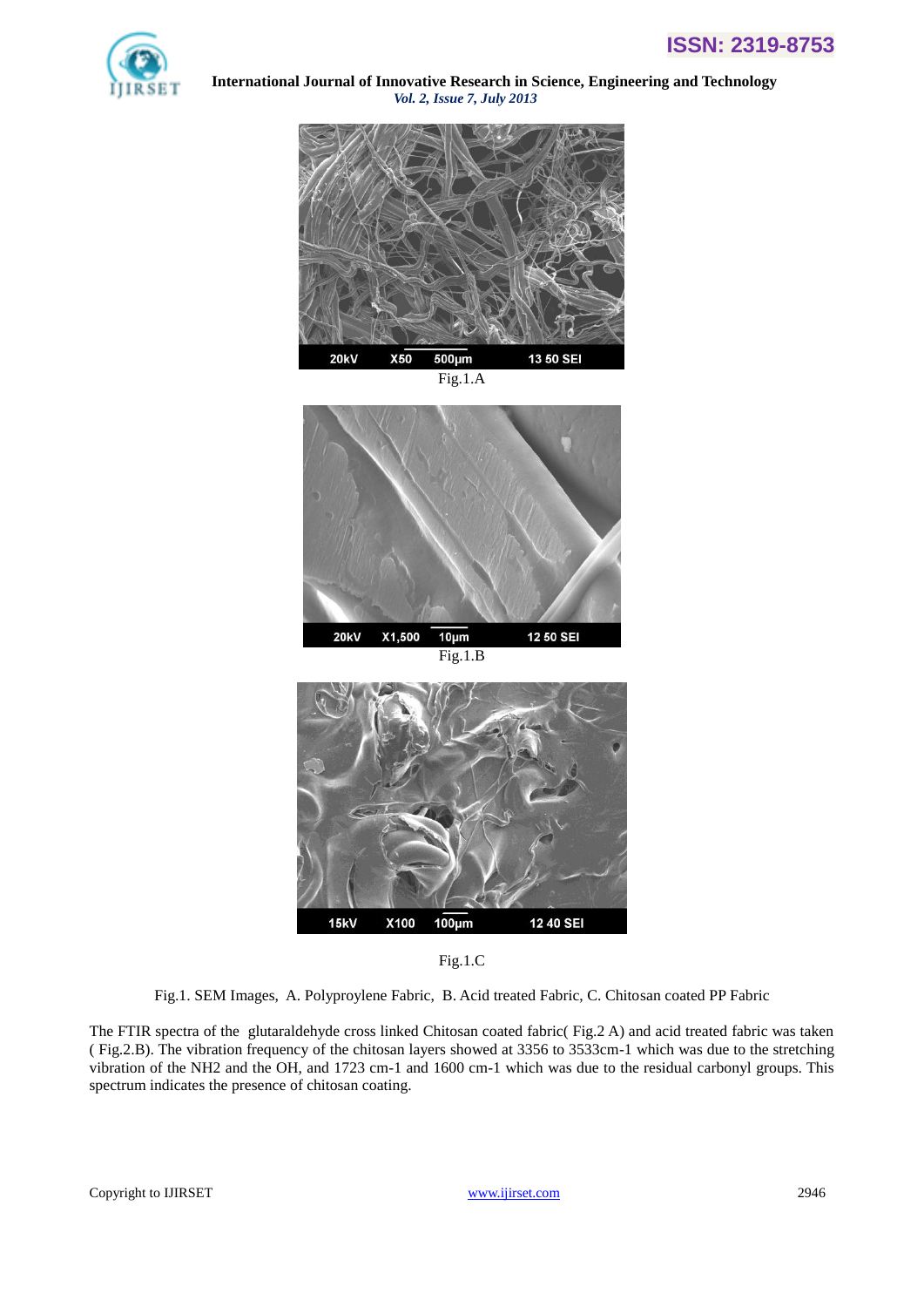Fig.1.A

Fig.1.B

Fig.1.C

Fig.1. SEM Images, A. Polyproylene Fabric, B. Acid treated Fabric, C. Chitosan coated PP Fabric

The FTIR spectra of the glutaraldehyde cross linked Chitosan coated fabric( Fig.2 A) and acid treated fabric was taken ( Fig.2.B). The vibration frequency of the chitosan layers showed at 3356 to 3533cm-1 which was due to the stretching vibration of the $NH_2$ and the OH, and 1723 cm-1 and 1600 cm-1 which was due to the residual carbonyl groups. This spectrum indicates the presence of chitosan coating.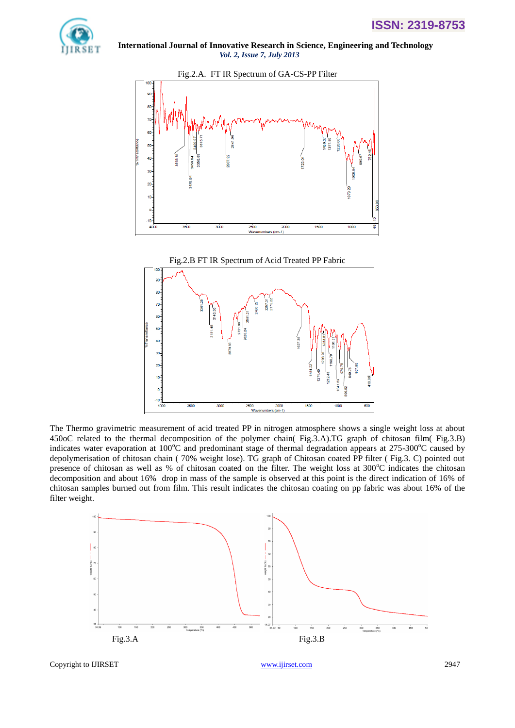Fig.2.A. FT IR Spectrum of GA-CS-PP Filter

Fig.2.B FT IR Spectrum of Acid Treated PP Fabric

The Thermo gravimetric measurement of acid treated PP in nitrogen atmosphere shows a single weight loss at about 450oC related to the thermal decomposition of the polymer chain( Fig.3.A).TG graph of chitosan film( Fig.3.B) indicates water evaporation at 100$^{o}$C and predominant stage of thermal degradation appears at 275-300$^{o}$C caused by depolymerisation of chitosan chain ( 70% weight lose). TG graph of Chitosan coated PP filter ( Fig.3. C) pointed out presence of chitosan as well as % of chitosan coated on the filter. The weight loss at 300$^{o}$C indicates the chitosan decomposition and about 16% drop in mass of the sample is observed at this point is the direct indication of 16% of chitosan samples burned out from film. This result indicates the chitosan coating on pp fabric was about 16% of the filter weight.

Fig.3.A

Fig.3.B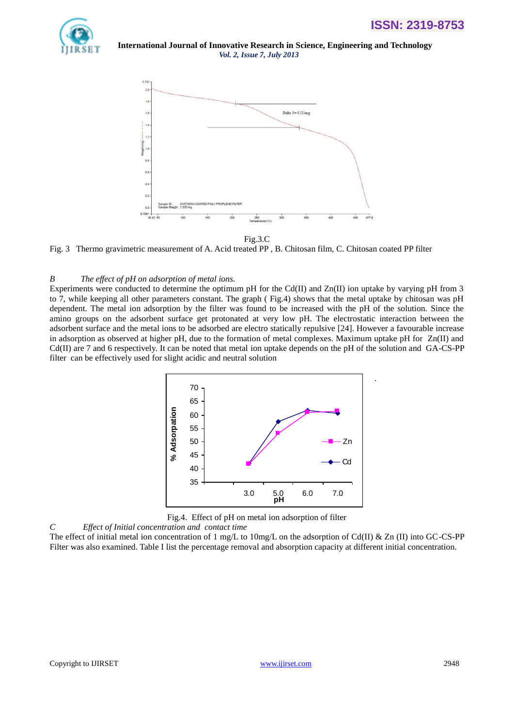Fig.3.C

Fig. 3 Thermo gravimetric measurement of A. Acid treated PP , B. Chitosan film, C. Chitosan coated PP filter

*B The effect of pH on adsorption of metal ions.*

Experiments were conducted to determine the optimum pH for the Cd(II) and Zn(II) ion uptake by varying pH from 3 to 7, while keeping all other parameters constant. The graph ( Fig.4) shows that the metal uptake by chitosan was pH dependent. The metal ion adsorption by the filter was found to be increased with the pH of the solution. Since the amino groups on the adsorbent surface get protonated at very low pH. The electrostatic interaction between the adsorbent surface and the metal ions to be adsorbed are electro statically repulsive [24]. However a favourable increase in adsorption as observed at higher pH, due to the formation of metal complexes. Maximum uptake pH for Zn(II) and Cd(II) are 7 and 6 respectively. It can be noted that metal ion uptake depends on the pH of the solution and GA-CS-PP filter can be effectively used for slight acidic and neutral solution

Fig.4. Effect of pH on metal ion adsorption of filter

*C Effect of Initial concentration and contact time*

The effect of initial metal ion concentration of 1 mg/L to 10mg/L on the adsorption of Cd(II) & Zn (II) into GC-CS-PP Filter was also examined. Table I list the percentage removal and absorption capacity at different initial concentration.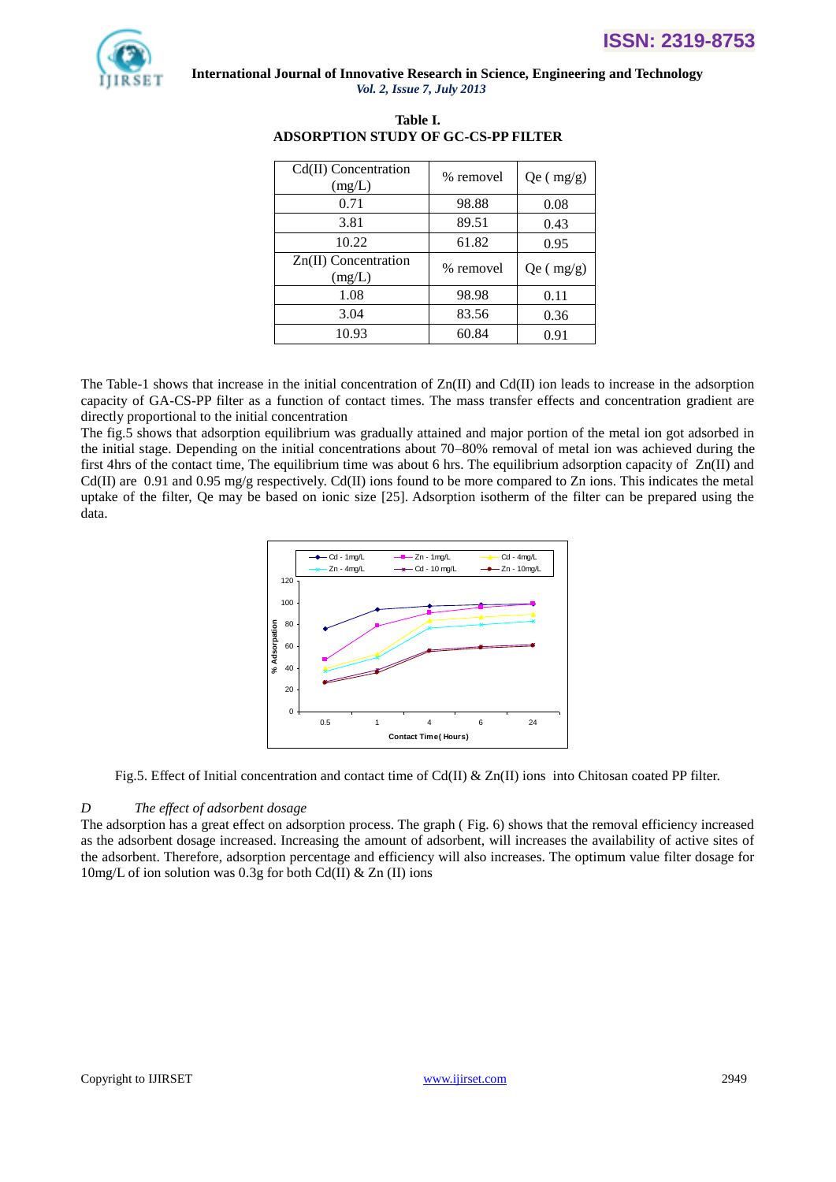**Table I.**
**ADSORPTION STUDY OF GC-CS-PP FILTER**

| Cd(II) Concentration (mg/L) | % removel | Qe ( mg/g) |
|---|---|---|
| 0.71 | 98.88 | 0.08 |
| 3.81 | 89.51 | 0.43 |
| 10.22 | 61.82 | 0.95 |
| Zn(II) Concentration (mg/L) | % removel | Qe ( mg/g) |
| 1.08 | 98.98 | 0.11 |
| 3.04 | 83.56 | 0.36 |
| 10.93 | 60.84 | 0.91 |

The Table-1 shows that increase in the initial concentration of Zn(II) and Cd(II) ion leads to increase in the adsorption capacity of GA-CS-PP filter as a function of contact times. The mass transfer effects and concentration gradient are directly proportional to the initial concentration

The fig.5 shows that adsorption equilibrium was gradually attained and major portion of the metal ion got adsorbed in the initial stage. Depending on the initial concentrations about 70–80% removal of metal ion was achieved during the first 4hrs of the contact time, The equilibrium time was about 6 hrs. The equilibrium adsorption capacity of Zn(II) and Cd(II) are 0.91 and 0.95 mg/g respectively. Cd(II) ions found to be more compared to Zn ions. This indicates the metal uptake of the filter, Qe may be based on ionic size [25]. Adsorption isotherm of the filter can be prepared using the data.

Fig.5. Effect of Initial concentration and contact time of Cd(II) & Zn(II) ions into Chitosan coated PP filter.

*D The effect of adsorbent dosage*

The adsorption has a great effect on adsorption process. The graph ( Fig. 6) shows that the removal efficiency increased as the adsorbent dosage increased. Increasing the amount of adsorbent, will increases the availability of active sites of the adsorbent. Therefore, adsorption percentage and efficiency will also increases. The optimum value filter dosage for 10mg/L of ion solution was 0.3g for both Cd(II) & Zn (II) ions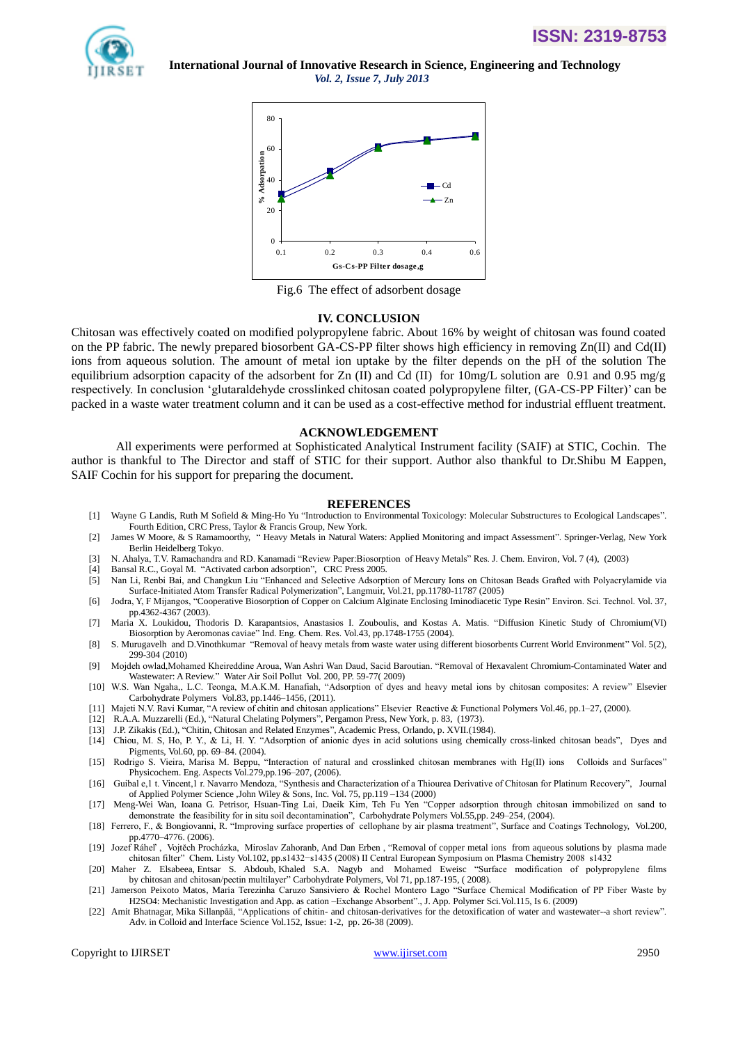Fig.6 The effect of adsorbent dosage

## IV. CONCLUSION

Chitosan was effectively coated on modified polypropylene fabric. About 16% by weight of chitosan was found coated on the PP fabric. The newly prepared biosorbent GA-CS-PP filter shows high efficiency in removing Zn(II) and Cd(II) ions from aqueous solution. The amount of metal ion uptake by the filter depends on the pH of the solution The equilibrium adsorption capacity of the adsorbent for Zn (II) and Cd (II) for 10mg/L solution are 0.91 and 0.95 mg/g respectively. In conclusion 'glutaraldehyde crosslinked chitosan coated polypropylene filter, (GA-CS-PP Filter)' can be packed in a waste water treatment column and it can be used as a cost-effective method for industrial effluent treatment.

## ACKNOWLEDGEMENT

All experiments were performed at Sophisticated Analytical Instrument facility (SAIF) at STIC, Cochin. The author is thankful to The Director and staff of STIC for their support. Author also thankful to Dr.Shibu M Eappen, SAIF Cochin for his support for preparing the document.

## REFERENCES

[1] Wayne G Landis, Ruth M Sofield & Ming-Ho Yu "Introduction to Environmental Toxicology: Molecular Substructures to Ecological Landscapes". Fourth Edition, CRC Press, Taylor & Francis Group, New York.

[2] James W Moore, & S Ramamoorthy, " Heavy Metals in Natural Waters: Applied Monitoring and impact Assessment". Springer-Verlag, New York Berlin Heidelberg Tokyo.

[3] N. Ahalya, T.V. Ramachandra and RD. Kanamadi "Review Paper:Biosorption of Heavy Metals" Res. J. Chem. Environ, Vol. 7 (4), (2003)

[4] Bansal R.C., Goyal M. "Activated carbon adsorption", CRC Press 2005.

[5] Nan Li, Renbi Bai, and Changkun Liu "Enhanced and Selective Adsorption of Mercury Ions on Chitosan Beads Grafted with Polyacrylamide via Surface-Initiated Atom Transfer Radical Polymerization", Langmuir, Vol.21, pp.11780-11787 (2005)

[6] Jodra, Y, F Mijangos, "Cooperative Biosorption of Copper on Calcium Alginate Enclosing Iminodiacetic Type Resin" Environ. Sci. Technol. Vol. 37, pp.4362-4367 (2003).

[7] Maria X. Loukidou, Thodoris D. Karapantsios, Anastasios I. Zouboulis, and Kostas A. Matis. "Diffusion Kinetic Study of Chromium(VI) Biosorption by Aeromonas caviae" Ind. Eng. Chem. Res. Vol.43, pp.1748-1755 (2004).

[8] S. Murugavelh and D.Vinothkumar "Removal of heavy metals from waste water using different biosorbents Current World Environment" Vol. 5(2), 299-304 (2010)

[9] Mojdeh owlad,Mohamed Kheireddine Aroua, Wan Ashri Wan Daud, Sacid Baroutian. "Removal of Hexavalent Chromium-Contaminated Water and Wastewater: A Review." Water Air Soil Pollut Vol. 200, PP. 59-77( 2009)

[10] W.S. Wan Ngaha,, L.C. Teonga, M.A.K.M. Hanafiah, "Adsorption of dyes and heavy metal ions by chitosan composites: A review" Elsevier Carbohydrate Polymers Vol.83, pp.1446–1456, (2011).

[11] Majeti N.V. Ravi Kumar, "A review of chitin and chitosan applications" Elsevier Reactive & Functional Polymers Vol.46, pp.1–27, (2000).

[12] R.A.A. Muzzarelli (Ed.), "Natural Chelating Polymers", Pergamon Press, New York, p. 83, (1973).

[13] J.P. Zikakis (Ed.), "Chitin, Chitosan and Related Enzymes", Academic Press, Orlando, p. XVII.(1984).

[14] Chiou, M. S, Ho, P. Y., & Li, H. Y. "Adsorption of anionic dyes in acid solutions using chemically cross-linked chitosan beads", Dyes and Pigments, Vol.60, pp. 69–84. (2004).

[15] Rodrigo S. Vieira, Marisa M. Beppu, "Interaction of natural and crosslinked chitosan membranes with Hg(II) ions Colloids and Surfaces" Physicochem. Eng. Aspects Vol.279,pp.196–207, (2006).

[16] Guibal e,1 t. Vincent,1 r. Navarro Mendoza, "Synthesis and Characterization of a Thiourea Derivative of Chitosan for Platinum Recovery", Journal of Applied Polymer Science ,John Wiley & Sons, Inc. Vol. 75, pp.119 –134 (2000)

[17] Meng-Wei Wan, Ioana G. Petrisor, Hsuan-Ting Lai, Daeik Kim, Teh Fu Yen "Copper adsorption through chitosan immobilized on sand to demonstrate the feasibility for in situ soil decontamination", Carbohydrate Polymers Vol.55,pp. 249–254, (2004).

[18] Ferrero, F., & Bongiovanni, R. "Improving surface properties of cellophane by air plasma treatment", Surface and Coatings Technology, Vol.200, pp.4770–4776. (2006).

[19] Jozef Ráheľ, Vojtěch Procházka, Miroslav Zahoranb, And Dan Erben , "Removal of copper metal ions from aqueous solutions by plasma made chitosan filter" Chem. Listy Vol.102, pp.s1432−s1435 (2008) II Central European Symposium on Plasma Chemistry 2008 s1432

[20] Maher Z. Elsabeea, Entsar S. Abdoub, Khaled S.A. Nagyb and Mohamed Eweisc "Surface modification of polypropylene films by chitosan and chitosan/pectin multilayer" Carbohydrate Polymers, Vol 71, pp.187-195, ( 2008).

[21] Jamerson Peixoto Matos, Maria Terezinha Caruzo Sansiviero & Rochel Montero Lago "Surface Chemical Modification of PP Fiber Waste by H2SO4: Mechanistic Investigation and App. as cation –Exchange Absorbent"., J. App. Polymer Sci.Vol.115, Is 6. (2009)

[22] Amit Bhatnagar, Mika Sillanpää, "Applications of chitin- and chitosan-derivatives for the detoxification of water and wastewater--a short review". Adv. in Colloid and Interface Science Vol.152, Issue: 1-2, pp. 26-38 (2009).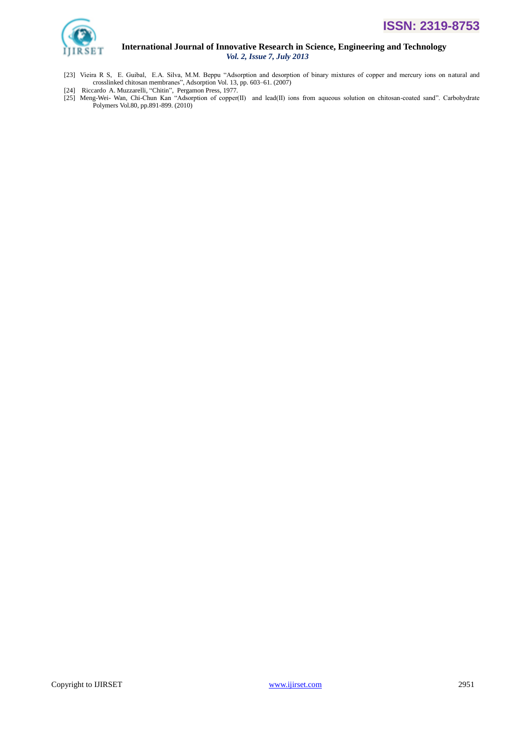[23] Vieira R S, E. Guibal, E.A. Silva, M.M. Beppu "Adsorption and desorption of binary mixtures of copper and mercury ions on natural and crosslinked chitosan membranes", Adsorption Vol. 13, pp. 603–61. (2007)

[24] Riccardo A. Muzzarelli, "Chitin", Pergamon Press, 1977.

[25] Meng-Wei- Wan, Chi-Chun Kan "Adsorption of copper(II) and lead(II) ions from aqueous solution on chitosan-coated sand". Carbohydrate Polymers Vol.80, pp.891-899. (2010)